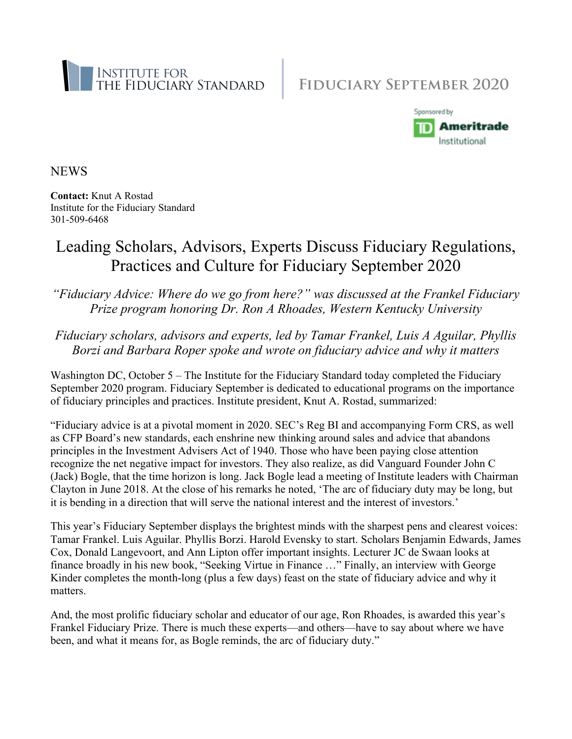INSTITUTE FOR THE FIDUCIARY STANDARD

FIDUCIARY SEPTEMBER 2020

Sponsored by TD Ameritrade Institutional

NEWS

**Contact:** Knut A Rostad
Institute for the Fiduciary Standard
301-509-6468

# Leading Scholars, Advisors, Experts Discuss Fiduciary Regulations, Practices and Culture for Fiduciary September 2020

*"Fiduciary Advice: Where do we go from here?" was discussed at the Frankel Fiduciary Prize program honoring Dr. Ron A Rhoades, Western Kentucky University*

*Fiduciary scholars, advisors and experts, led by Tamar Frankel, Luis A Aguilar, Phyllis Borzi and Barbara Roper spoke and wrote on fiduciary advice and why it matters*

Washington DC, October 5 – The Institute for the Fiduciary Standard today completed the Fiduciary September 2020 program. Fiduciary September is dedicated to educational programs on the importance of fiduciary principles and practices. Institute president, Knut A. Rostad, summarized:

"Fiduciary advice is at a pivotal moment in 2020. SEC's Reg BI and accompanying Form CRS, as well as CFP Board's new standards, each enshrine new thinking around sales and advice that abandons principles in the Investment Advisers Act of 1940. Those who have been paying close attention recognize the net negative impact for investors. They also realize, as did Vanguard Founder John C (Jack) Bogle, that the time horizon is long. Jack Bogle lead a meeting of Institute leaders with Chairman Clayton in June 2018. At the close of his remarks he noted, 'The arc of fiduciary duty may be long, but it is bending in a direction that will serve the national interest and the interest of investors.'

This year's Fiduciary September displays the brightest minds with the sharpest pens and clearest voices: Tamar Frankel. Luis Aguilar. Phyllis Borzi. Harold Evensky to start. Scholars Benjamin Edwards, James Cox, Donald Langevoort, and Ann Lipton offer important insights. Lecturer JC de Swaan looks at finance broadly in his new book, "Seeking Virtue in Finance …" Finally, an interview with George Kinder completes the month-long (plus a few days) feast on the state of fiduciary advice and why it matters.

And, the most prolific fiduciary scholar and educator of our age, Ron Rhoades, is awarded this year's Frankel Fiduciary Prize. There is much these experts—and others—have to say about where we have been, and what it means for, as Bogle reminds, the arc of fiduciary duty."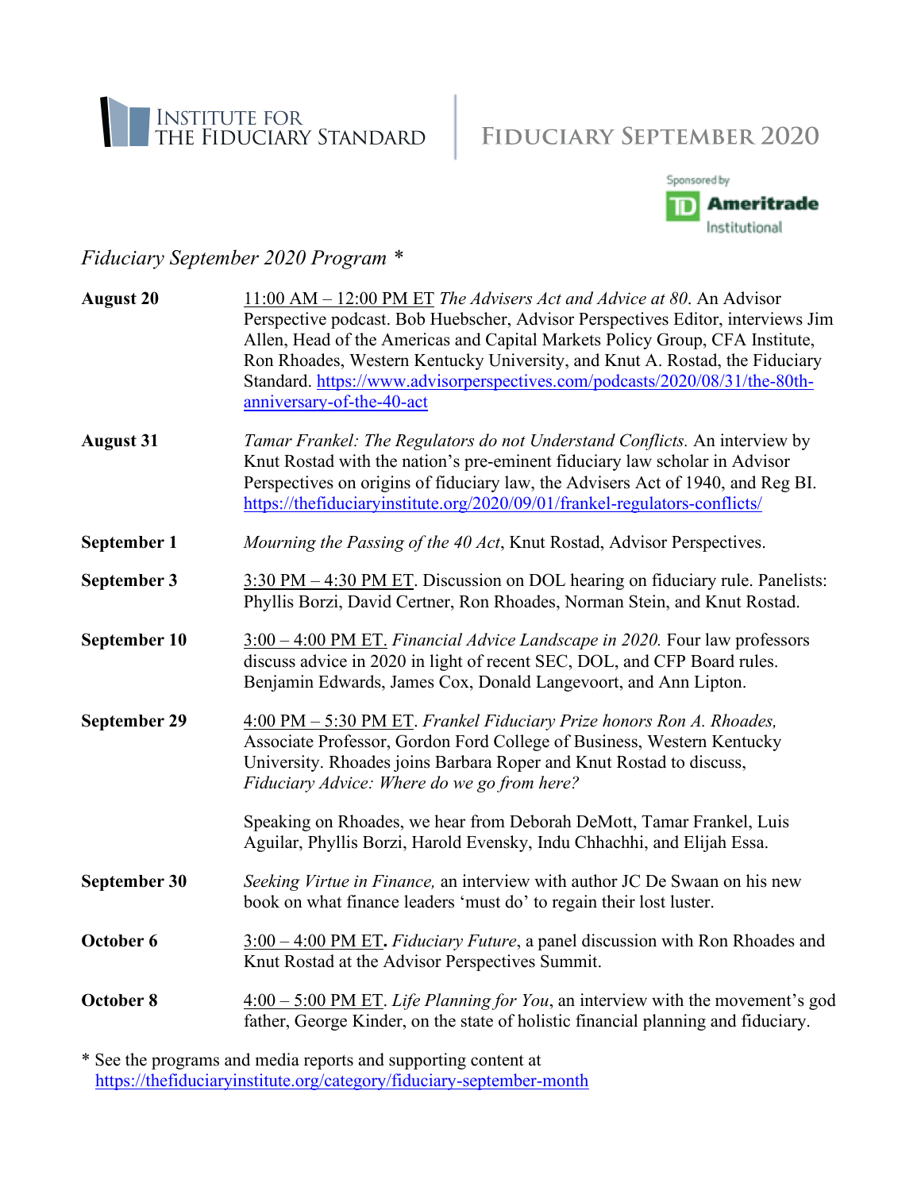INSTITUTE FOR THE FIDUCIARY STANDARD

# FIDUCIARY SEPTEMBER 2020

Sponsored by TD Ameritrade Institutional

*Fiducary September 2020 Program \**

| | |
|---|---|
| **August 20** | 11:00 AM – 12:00 PM ET *The Advisers Act and Advice at 80*. An Advisor Perspective podcast. Bob Huebscher, Advisor Perspectives Editor, interviews Jim Allen, Head of the Americas and Capital Markets Policy Group, CFA Institute, Ron Rhoades, Western Kentucky University, and Knut A. Rostad, the Fiduciary Standard. https://www.advisorperspectives.com/podcasts/2020/08/31/the-80th-anniversary-of-the-40-act |
| **August 31** | *Tamar Frankel: The Regulators do not Understand Conflicts.* An interview by Knut Rostad with the nation's pre-eminent fiduciary law scholar in Advisor Perspectives on origins of fiduciary law, the Advisers Act of 1940, and Reg BI. https://thefiduciaryinstitute.org/2020/09/01/frankel-regulators-conflicts/ |
| **September 1** | *Mourning the Passing of the 40 Act*, Knut Rostad, Advisor Perspectives. |
| **September 3** | 3:30 PM – 4:30 PM ET. Discussion on DOL hearing on fiduciary rule. Panelists: Phyllis Borzi, David Certner, Ron Rhoades, Norman Stein, and Knut Rostad. |
| **September 10** | 3:00 – 4:00 PM ET. *Financial Advice Landscape in 2020.* Four law professors discuss advice in 2020 in light of recent SEC, DOL, and CFP Board rules. Benjamin Edwards, James Cox, Donald Langevoort, and Ann Lipton. |
| **September 29** | 4:00 PM – 5:30 PM ET. *Frankel Fiduciary Prize honors Ron A. Rhoades,* Associate Professor, Gordon Ford College of Business, Western Kentucky University. Rhoades joins Barbara Roper and Knut Rostad to discuss, *Fiduciary Advice: Where do we go from here?*<br><br>Speaking on Rhoades, we hear from Deborah DeMott, Tamar Frankel, Luis Aguilar, Phyllis Borzi, Harold Evensky, Indu Chhachhi, and Elijah Essa. |
| **September 30** | *Seeking Virtue in Finance,* an interview with author JC De Swaan on his new book on what finance leaders 'must do' to regain their lost luster. |
| **October 6** | 3:00 – 4:00 PM ET**.** *Fiduciary Future*, a panel discussion with Ron Rhoades and Knut Rostad at the Advisor Perspectives Summit. |
| **October 8** | 4:00 – 5:00 PM ET. *Life Planning for You*, an interview with the movement's god father, George Kinder, on the state of holistic financial planning and fiduciary. |

\* See the programs and media reports and supporting content at https://thefiduciaryinstitute.org/category/fiduciary-september-month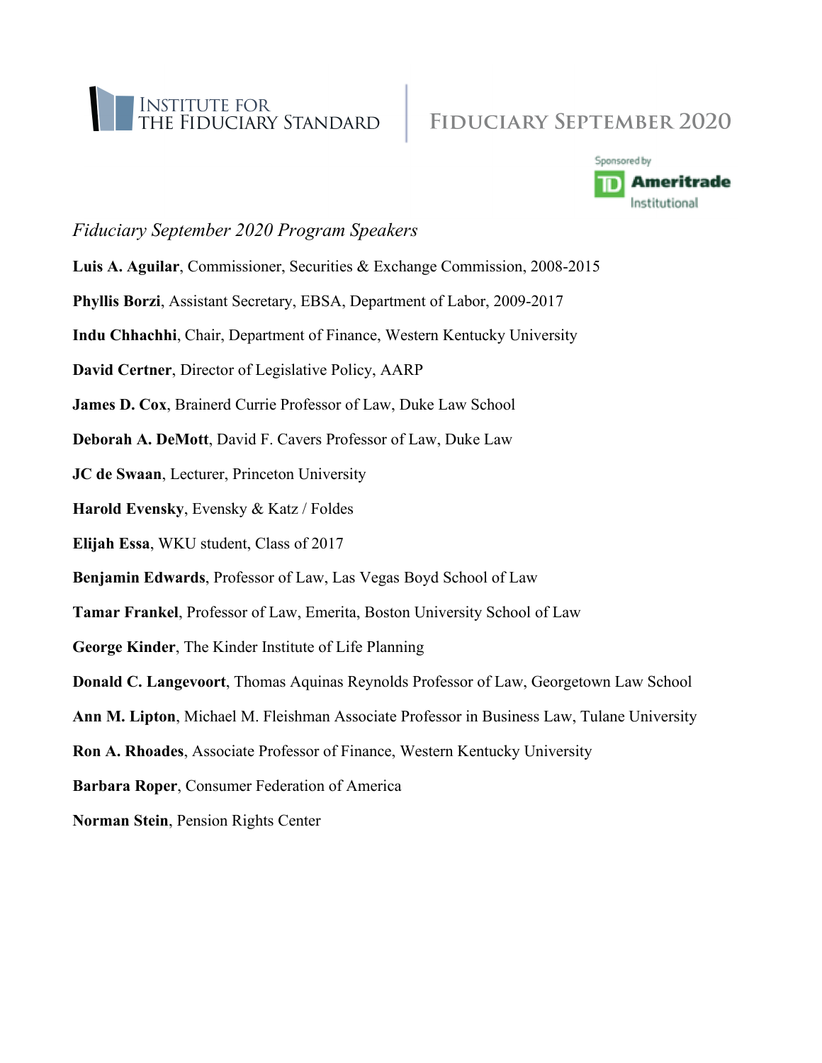INSTITUTE FOR THE FIDUCIARY STANDARD

# FIDUCIARY SEPTEMBER 2020

Sponsored by TD Ameritrade Institutional

*Fiduciary September 2020 Program Speakers*

**Luis A. Aguilar**, Commissioner, Securities & Exchange Commission, 2008-2015

**Phyllis Borzi**, Assistant Secretary, EBSA, Department of Labor, 2009-2017

**Indu Chhachhi**, Chair, Department of Finance, Western Kentucky University

**David Certner**, Director of Legislative Policy, AARP

**James D. Cox**, Brainerd Currie Professor of Law, Duke Law School

**Deborah A. DeMott**, David F. Cavers Professor of Law, Duke Law

**JC de Swaan**, Lecturer, Princeton University

**Harold Evensky**, Evensky & Katz / Foldes

**Elijah Essa**, WKU student, Class of 2017

**Benjamin Edwards**, Professor of Law, Las Vegas Boyd School of Law

**Tamar Frankel**, Professor of Law, Emerita, Boston University School of Law

**George Kinder**, The Kinder Institute of Life Planning

**Donald C. Langevoort**, Thomas Aquinas Reynolds Professor of Law, Georgetown Law School

**Ann M. Lipton**, Michael M. Fleishman Associate Professor in Business Law, Tulane University

**Ron A. Rhoades**, Associate Professor of Finance, Western Kentucky University

**Barbara Roper**, Consumer Federation of America

**Norman Stein**, Pension Rights Center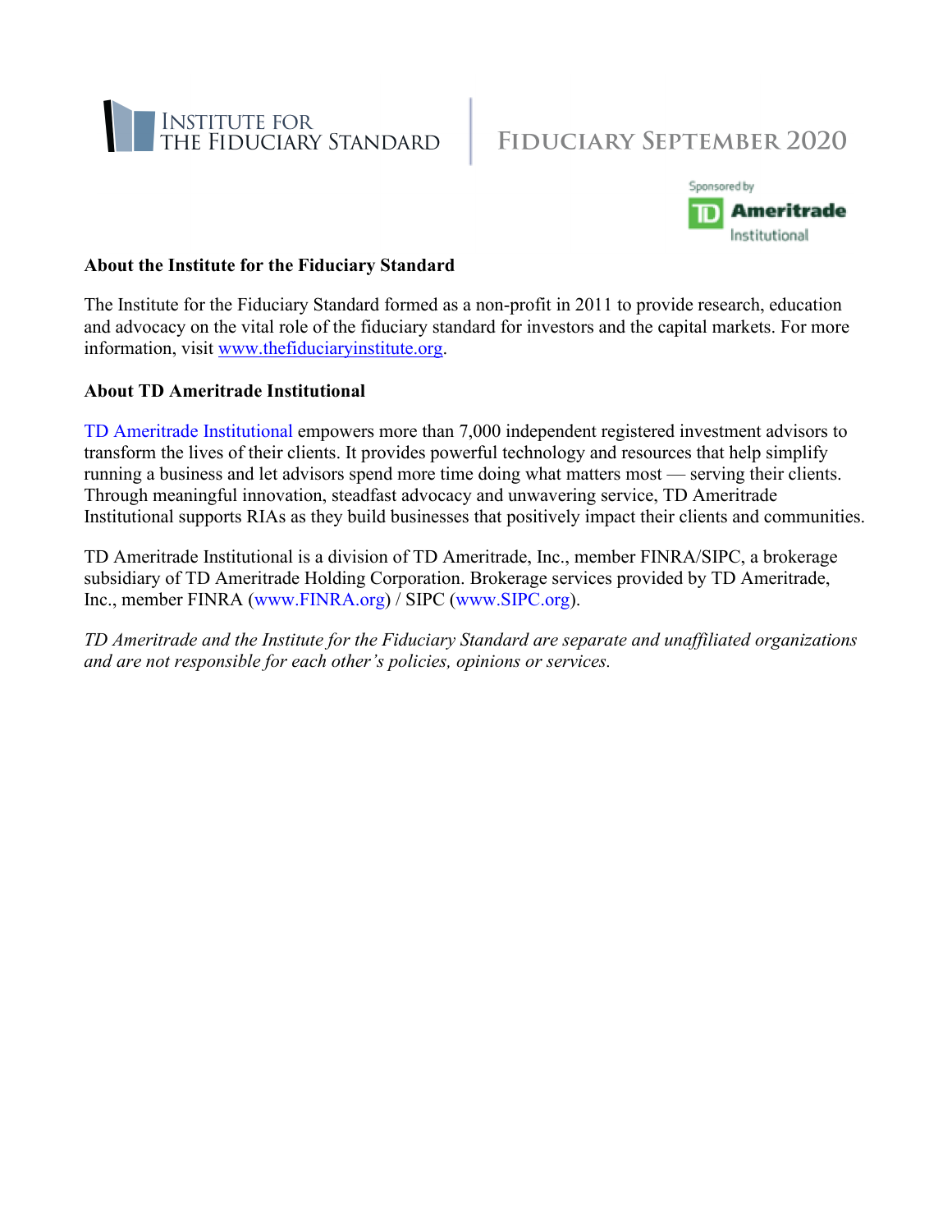INSTITUTE FOR THE FIDUCIARY STANDARD

FIDUCIARY SEPTEMBER 2020

Sponsored by TD Ameritrade Institutional

**About the Institute for the Fiduciary Standard**

The Institute for the Fiduciary Standard formed as a non-profit in 2011 to provide research, education and advocacy on the vital role of the fiduciary standard for investors and the capital markets. For more information, visit www.thefiduciaryinstitute.org.

**About TD Ameritrade Institutional**

TD Ameritrade Institutional empowers more than 7,000 independent registered investment advisors to transform the lives of their clients. It provides powerful technology and resources that help simplify running a business and let advisors spend more time doing what matters most — serving their clients. Through meaningful innovation, steadfast advocacy and unwavering service, TD Ameritrade Institutional supports RIAs as they build businesses that positively impact their clients and communities.

TD Ameritrade Institutional is a division of TD Ameritrade, Inc., member FINRA/SIPC, a brokerage subsidiary of TD Ameritrade Holding Corporation. Brokerage services provided by TD Ameritrade, Inc., member FINRA (www.FINRA.org) / SIPC (www.SIPC.org).

*TD Ameritrade and the Institute for the Fiduciary Standard are separate and unaffiliated organizations and are not responsible for each other's policies, opinions or services.*